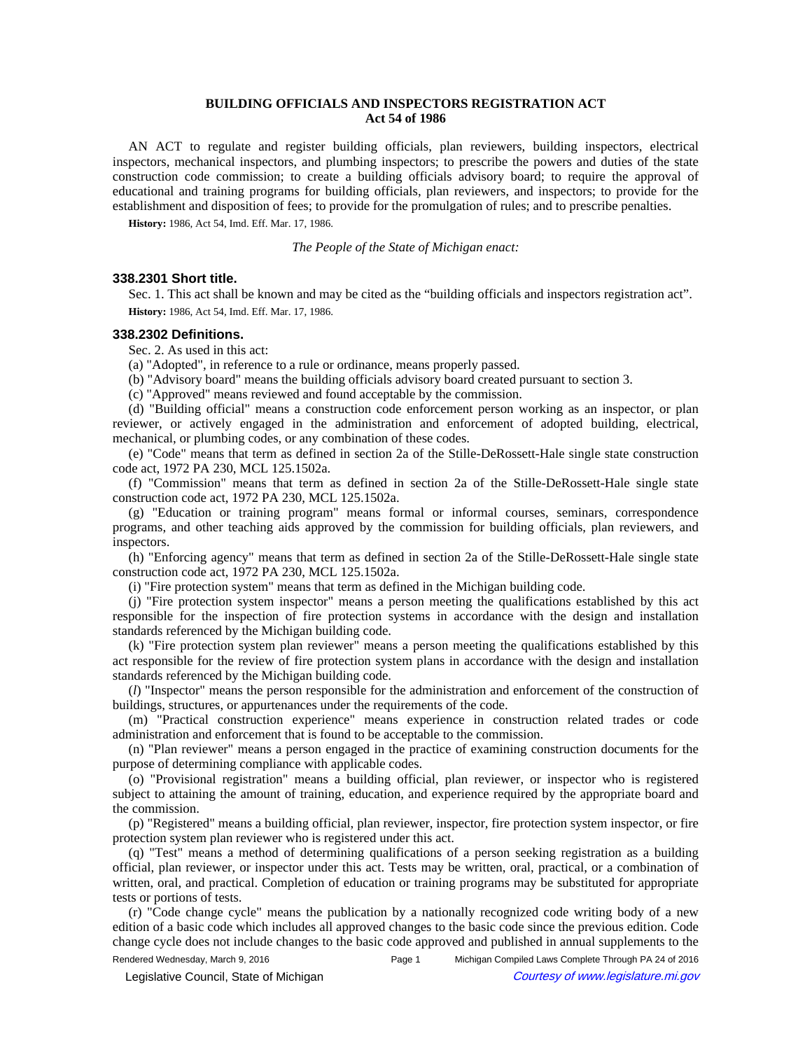# BUILDING OFFICIALS AND INSPECTORS REGISTRATION ACT
## Act 54 of 1986

AN ACT to regulate and register building officials, plan reviewers, building inspectors, electrical inspectors, mechanical inspectors, and plumbing inspectors; to prescribe the powers and duties of the state construction code commission; to create a building officials advisory board; to require the approval of educational and training programs for building officials, plan reviewers, and inspectors; to provide for the establishment and disposition of fees; to provide for the promulgation of rules; and to prescribe penalties.

**History:** 1986, Act 54, Imd. Eff. Mar. 17, 1986.

*The People of the State of Michigan enact:*

### 338.2301 Short title.

Sec. 1. This act shall be known and may be cited as the "building officials and inspectors registration act".

**History:** 1986, Act 54, Imd. Eff. Mar. 17, 1986.

### 338.2302 Definitions.

Sec. 2. As used in this act:

(a) "Adopted", in reference to a rule or ordinance, means properly passed.

(b) "Advisory board" means the building officials advisory board created pursuant to section 3.

(c) "Approved" means reviewed and found acceptable by the commission.

(d) "Building official" means a construction code enforcement person working as an inspector, or plan reviewer, or actively engaged in the administration and enforcement of adopted building, electrical, mechanical, or plumbing codes, or any combination of these codes.

(e) "Code" means that term as defined in section 2a of the Stille-DeRossett-Hale single state construction code act, 1972 PA 230, MCL 125.1502a.

(f) "Commission" means that term as defined in section 2a of the Stille-DeRossett-Hale single state construction code act, 1972 PA 230, MCL 125.1502a.

(g) "Education or training program" means formal or informal courses, seminars, correspondence programs, and other teaching aids approved by the commission for building officials, plan reviewers, and inspectors.

(h) "Enforcing agency" means that term as defined in section 2a of the Stille-DeRossett-Hale single state construction code act, 1972 PA 230, MCL 125.1502a.

(i) "Fire protection system" means that term as defined in the Michigan building code.

(j) "Fire protection system inspector" means a person meeting the qualifications established by this act responsible for the inspection of fire protection systems in accordance with the design and installation standards referenced by the Michigan building code.

(k) "Fire protection system plan reviewer" means a person meeting the qualifications established by this act responsible for the review of fire protection system plans in accordance with the design and installation standards referenced by the Michigan building code.

(*l*) "Inspector" means the person responsible for the administration and enforcement of the construction of buildings, structures, or appurtenances under the requirements of the code.

(m) "Practical construction experience" means experience in construction related trades or code administration and enforcement that is found to be acceptable to the commission.

(n) "Plan reviewer" means a person engaged in the practice of examining construction documents for the purpose of determining compliance with applicable codes.

(o) "Provisional registration" means a building official, plan reviewer, or inspector who is registered subject to attaining the amount of training, education, and experience required by the appropriate board and the commission.

(p) "Registered" means a building official, plan reviewer, inspector, fire protection system inspector, or fire protection system plan reviewer who is registered under this act.

(q) "Test" means a method of determining qualifications of a person seeking registration as a building official, plan reviewer, or inspector under this act. Tests may be written, oral, practical, or a combination of written, oral, and practical. Completion of education or training programs may be substituted for appropriate tests or portions of tests.

(r) "Code change cycle" means the publication by a nationally recognized code writing body of a new edition of a basic code which includes all approved changes to the basic code since the previous edition. Code change cycle does not include changes to the basic code approved and published in annual supplements to the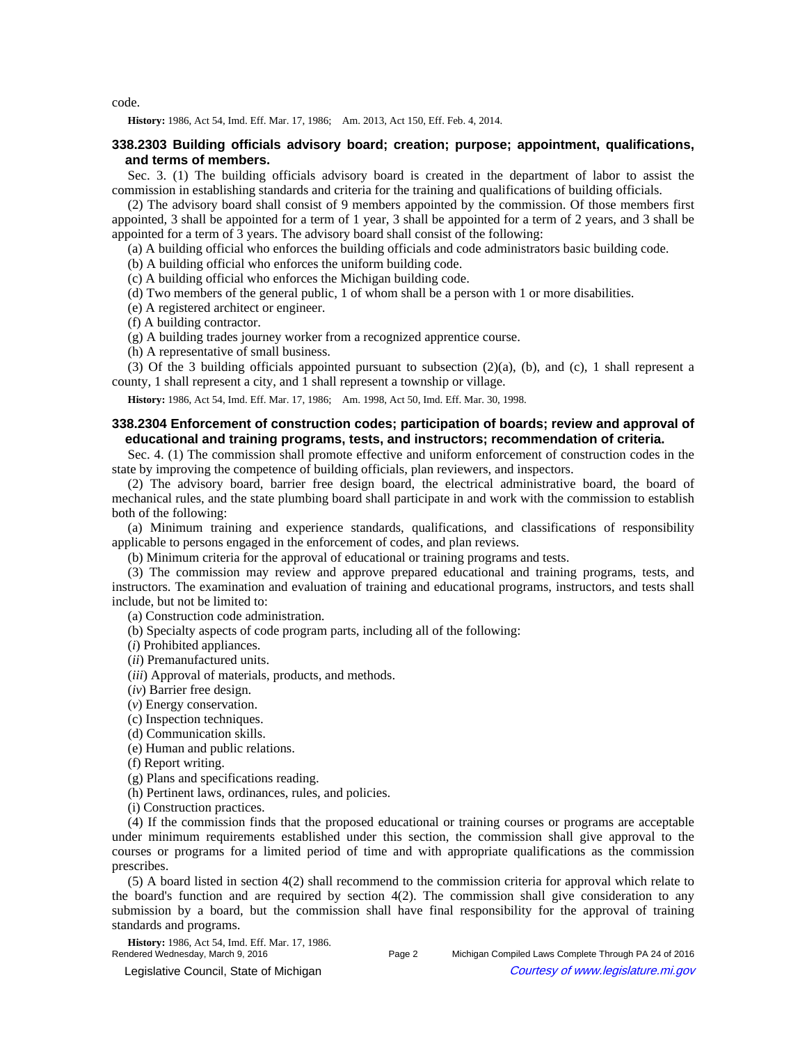code.

**History:** 1986, Act 54, Imd. Eff. Mar. 17, 1986;  Am. 2013, Act 150, Eff. Feb. 4, 2014.

### 338.2303 Building officials advisory board; creation; purpose; appointment, qualifications, and terms of members.

Sec. 3. (1) The building officials advisory board is created in the department of labor to assist the commission in establishing standards and criteria for the training and qualifications of building officials.

(2) The advisory board shall consist of 9 members appointed by the commission. Of those members first appointed, 3 shall be appointed for a term of 1 year, 3 shall be appointed for a term of 2 years, and 3 shall be appointed for a term of 3 years. The advisory board shall consist of the following:

(a) A building official who enforces the building officials and code administrators basic building code.

(b) A building official who enforces the uniform building code.

(c) A building official who enforces the Michigan building code.

(d) Two members of the general public, 1 of whom shall be a person with 1 or more disabilities.

(e) A registered architect or engineer.

(f) A building contractor.

(g) A building trades journey worker from a recognized apprentice course.

(h) A representative of small business.

(3) Of the 3 building officials appointed pursuant to subsection (2)(a), (b), and (c), 1 shall represent a county, 1 shall represent a city, and 1 shall represent a township or village.

**History:** 1986, Act 54, Imd. Eff. Mar. 17, 1986;  Am. 1998, Act 50, Imd. Eff. Mar. 30, 1998.

### 338.2304 Enforcement of construction codes; participation of boards; review and approval of educational and training programs, tests, and instructors; recommendation of criteria.

Sec. 4. (1) The commission shall promote effective and uniform enforcement of construction codes in the state by improving the competence of building officials, plan reviewers, and inspectors.

(2) The advisory board, barrier free design board, the electrical administrative board, the board of mechanical rules, and the state plumbing board shall participate in and work with the commission to establish both of the following:

(a) Minimum training and experience standards, qualifications, and classifications of responsibility applicable to persons engaged in the enforcement of codes, and plan reviews.

(b) Minimum criteria for the approval of educational or training programs and tests.

(3) The commission may review and approve prepared educational and training programs, tests, and instructors. The examination and evaluation of training and educational programs, instructors, and tests shall include, but not be limited to:

(a) Construction code administration.

(b) Specialty aspects of code program parts, including all of the following:

(*i*) Prohibited appliances.

(*ii*) Premanufactured units.

(*iii*) Approval of materials, products, and methods.

(*iv*) Barrier free design.

(*v*) Energy conservation.

(c) Inspection techniques.

(d) Communication skills.

(e) Human and public relations.

(f) Report writing.

(g) Plans and specifications reading.

(h) Pertinent laws, ordinances, rules, and policies.

(i) Construction practices.

(4) If the commission finds that the proposed educational or training courses or programs are acceptable under minimum requirements established under this section, the commission shall give approval to the courses or programs for a limited period of time and with appropriate qualifications as the commission prescribes.

(5) A board listed in section 4(2) shall recommend to the commission criteria for approval which relate to the board's function and are required by section 4(2). The commission shall give consideration to any submission by a board, but the commission shall have final responsibility for the approval of training standards and programs.

**History:** 1986, Act 54, Imd. Eff. Mar. 17, 1986.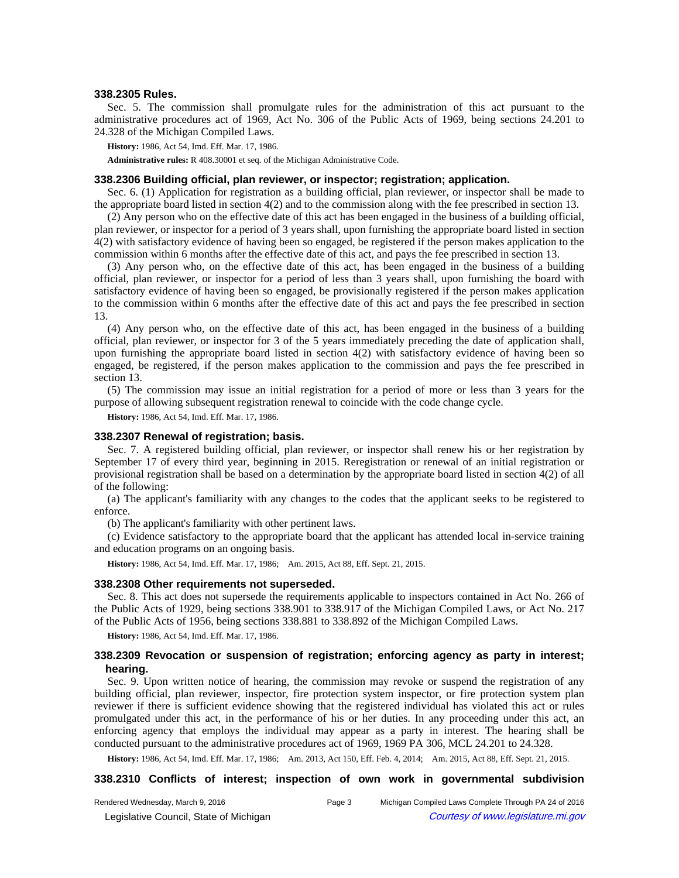### 338.2305 Rules.

Sec. 5. The commission shall promulgate rules for the administration of this act pursuant to the administrative procedures act of 1969, Act No. 306 of the Public Acts of 1969, being sections 24.201 to 24.328 of the Michigan Compiled Laws.

**History:** 1986, Act 54, Imd. Eff. Mar. 17, 1986.

**Administrative rules:** R 408.30001 et seq. of the Michigan Administrative Code.

### 338.2306 Building official, plan reviewer, or inspector; registration; application.

Sec. 6. (1) Application for registration as a building official, plan reviewer, or inspector shall be made to the appropriate board listed in section 4(2) and to the commission along with the fee prescribed in section 13.

(2) Any person who on the effective date of this act has been engaged in the business of a building official, plan reviewer, or inspector for a period of 3 years shall, upon furnishing the appropriate board listed in section 4(2) with satisfactory evidence of having been so engaged, be registered if the person makes application to the commission within 6 months after the effective date of this act, and pays the fee prescribed in section 13.

(3) Any person who, on the effective date of this act, has been engaged in the business of a building official, plan reviewer, or inspector for a period of less than 3 years shall, upon furnishing the board with satisfactory evidence of having been so engaged, be provisionally registered if the person makes application to the commission within 6 months after the effective date of this act and pays the fee prescribed in section 13.

(4) Any person who, on the effective date of this act, has been engaged in the business of a building official, plan reviewer, or inspector for 3 of the 5 years immediately preceding the date of application shall, upon furnishing the appropriate board listed in section 4(2) with satisfactory evidence of having been so engaged, be registered, if the person makes application to the commission and pays the fee prescribed in section 13.

(5) The commission may issue an initial registration for a period of more or less than 3 years for the purpose of allowing subsequent registration renewal to coincide with the code change cycle.

**History:** 1986, Act 54, Imd. Eff. Mar. 17, 1986.

### 338.2307 Renewal of registration; basis.

Sec. 7. A registered building official, plan reviewer, or inspector shall renew his or her registration by September 17 of every third year, beginning in 2015. Reregistration or renewal of an initial registration or provisional registration shall be based on a determination by the appropriate board listed in section 4(2) of all of the following:

(a) The applicant's familiarity with any changes to the codes that the applicant seeks to be registered to enforce.

(b) The applicant's familiarity with other pertinent laws.

(c) Evidence satisfactory to the appropriate board that the applicant has attended local in-service training and education programs on an ongoing basis.

**History:** 1986, Act 54, Imd. Eff. Mar. 17, 1986;—Am. 2015, Act 88, Eff. Sept. 21, 2015.

### 338.2308 Other requirements not superseded.

Sec. 8. This act does not supersede the requirements applicable to inspectors contained in Act No. 266 of the Public Acts of 1929, being sections 338.901 to 338.917 of the Michigan Compiled Laws, or Act No. 217 of the Public Acts of 1956, being sections 338.881 to 338.892 of the Michigan Compiled Laws.

**History:** 1986, Act 54, Imd. Eff. Mar. 17, 1986.

### 338.2309 Revocation or suspension of registration; enforcing agency as party in interest; hearing.

Sec. 9. Upon written notice of hearing, the commission may revoke or suspend the registration of any building official, plan reviewer, inspector, fire protection system inspector, or fire protection system plan reviewer if there is sufficient evidence showing that the registered individual has violated this act or rules promulgated under this act, in the performance of his or her duties. In any proceeding under this act, an enforcing agency that employs the individual may appear as a party in interest. The hearing shall be conducted pursuant to the administrative procedures act of 1969, 1969 PA 306, MCL 24.201 to 24.328.

**History:** 1986, Act 54, Imd. Eff. Mar. 17, 1986;—Am. 2013, Act 150, Eff. Feb. 4, 2014;—Am. 2015, Act 88, Eff. Sept. 21, 2015.

### 338.2310 Conflicts of interest; inspection of own work in governmental subdivision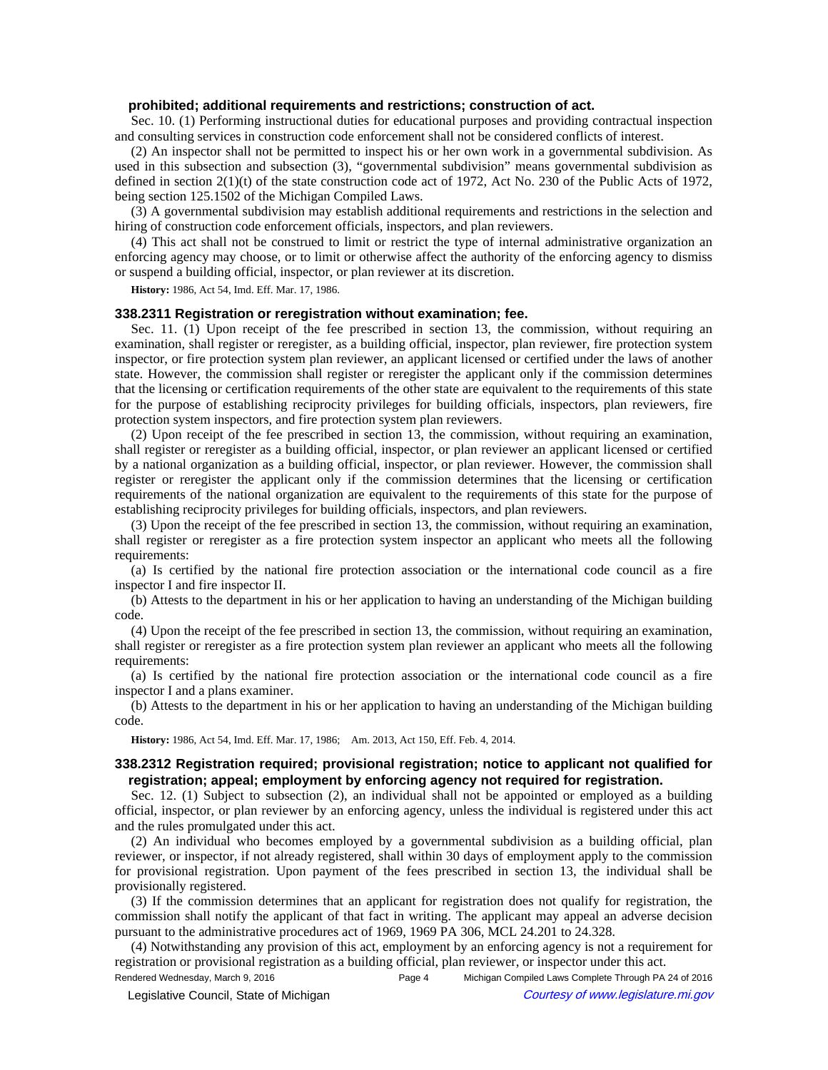**prohibited; additional requirements and restrictions; construction of act.**

Sec. 10. (1) Performing instructional duties for educational purposes and providing contractual inspection and consulting services in construction code enforcement shall not be considered conflicts of interest.

(2) An inspector shall not be permitted to inspect his or her own work in a governmental subdivision. As used in this subsection and subsection (3), "governmental subdivision" means governmental subdivision as defined in section 2(1)(t) of the state construction code act of 1972, Act No. 230 of the Public Acts of 1972, being section 125.1502 of the Michigan Compiled Laws.

(3) A governmental subdivision may establish additional requirements and restrictions in the selection and hiring of construction code enforcement officials, inspectors, and plan reviewers.

(4) This act shall not be construed to limit or restrict the type of internal administrative organization an enforcing agency may choose, or to limit or otherwise affect the authority of the enforcing agency to dismiss or suspend a building official, inspector, or plan reviewer at its discretion.

**History:** 1986, Act 54, Imd. Eff. Mar. 17, 1986.

### 338.2311 Registration or reregistration without examination; fee.

Sec. 11. (1) Upon receipt of the fee prescribed in section 13, the commission, without requiring an examination, shall register or reregister, as a building official, inspector, plan reviewer, fire protection system inspector, or fire protection system plan reviewer, an applicant licensed or certified under the laws of another state. However, the commission shall register or reregister the applicant only if the commission determines that the licensing or certification requirements of the other state are equivalent to the requirements of this state for the purpose of establishing reciprocity privileges for building officials, inspectors, plan reviewers, fire protection system inspectors, and fire protection system plan reviewers.

(2) Upon receipt of the fee prescribed in section 13, the commission, without requiring an examination, shall register or reregister as a building official, inspector, or plan reviewer an applicant licensed or certified by a national organization as a building official, inspector, or plan reviewer. However, the commission shall register or reregister the applicant only if the commission determines that the licensing or certification requirements of the national organization are equivalent to the requirements of this state for the purpose of establishing reciprocity privileges for building officials, inspectors, and plan reviewers.

(3) Upon the receipt of the fee prescribed in section 13, the commission, without requiring an examination, shall register or reregister as a fire protection system inspector an applicant who meets all the following requirements:

(a) Is certified by the national fire protection association or the international code council as a fire inspector I and fire inspector II.

(b) Attests to the department in his or her application to having an understanding of the Michigan building code.

(4) Upon the receipt of the fee prescribed in section 13, the commission, without requiring an examination, shall register or reregister as a fire protection system plan reviewer an applicant who meets all the following requirements:

(a) Is certified by the national fire protection association or the international code council as a fire inspector I and a plans examiner.

(b) Attests to the department in his or her application to having an understanding of the Michigan building code.

**History:** 1986, Act 54, Imd. Eff. Mar. 17, 1986;—Am. 2013, Act 150, Eff. Feb. 4, 2014.

### 338.2312 Registration required; provisional registration; notice to applicant not qualified for registration; appeal; employment by enforcing agency not required for registration.

Sec. 12. (1) Subject to subsection (2), an individual shall not be appointed or employed as a building official, inspector, or plan reviewer by an enforcing agency, unless the individual is registered under this act and the rules promulgated under this act.

(2) An individual who becomes employed by a governmental subdivision as a building official, plan reviewer, or inspector, if not already registered, shall within 30 days of employment apply to the commission for provisional registration. Upon payment of the fees prescribed in section 13, the individual shall be provisionally registered.

(3) If the commission determines that an applicant for registration does not qualify for registration, the commission shall notify the applicant of that fact in writing. The applicant may appeal an adverse decision pursuant to the administrative procedures act of 1969, 1969 PA 306, MCL 24.201 to 24.328.

(4) Notwithstanding any provision of this act, employment by an enforcing agency is not a requirement for registration or provisional registration as a building official, plan reviewer, or inspector under this act.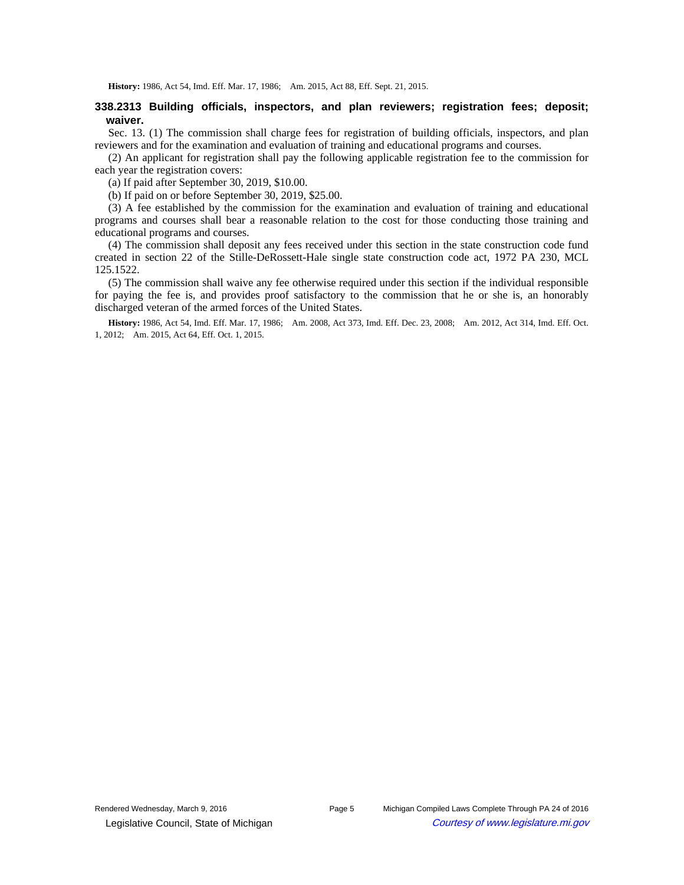**History:** 1986, Act 54, Imd. Eff. Mar. 17, 1986; Am. 2015, Act 88, Eff. Sept. 21, 2015.

### 338.2313 Building officials, inspectors, and plan reviewers; registration fees; deposit; waiver.

Sec. 13. (1) The commission shall charge fees for registration of building officials, inspectors, and plan reviewers and for the examination and evaluation of training and educational programs and courses.

(2) An applicant for registration shall pay the following applicable registration fee to the commission for each year the registration covers:

(a) If paid after September 30, 2019, $10.00.

(b) If paid on or before September 30, 2019, $25.00.

(3) A fee established by the commission for the examination and evaluation of training and educational programs and courses shall bear a reasonable relation to the cost for those conducting those training and educational programs and courses.

(4) The commission shall deposit any fees received under this section in the state construction code fund created in section 22 of the Stille-DeRossett-Hale single state construction code act, 1972 PA 230, MCL 125.1522.

(5) The commission shall waive any fee otherwise required under this section if the individual responsible for paying the fee is, and provides proof satisfactory to the commission that he or she is, an honorably discharged veteran of the armed forces of the United States.

**History:** 1986, Act 54, Imd. Eff. Mar. 17, 1986; Am. 2008, Act 373, Imd. Eff. Dec. 23, 2008; Am. 2012, Act 314, Imd. Eff. Oct. 1, 2012; Am. 2015, Act 64, Eff. Oct. 1, 2015.